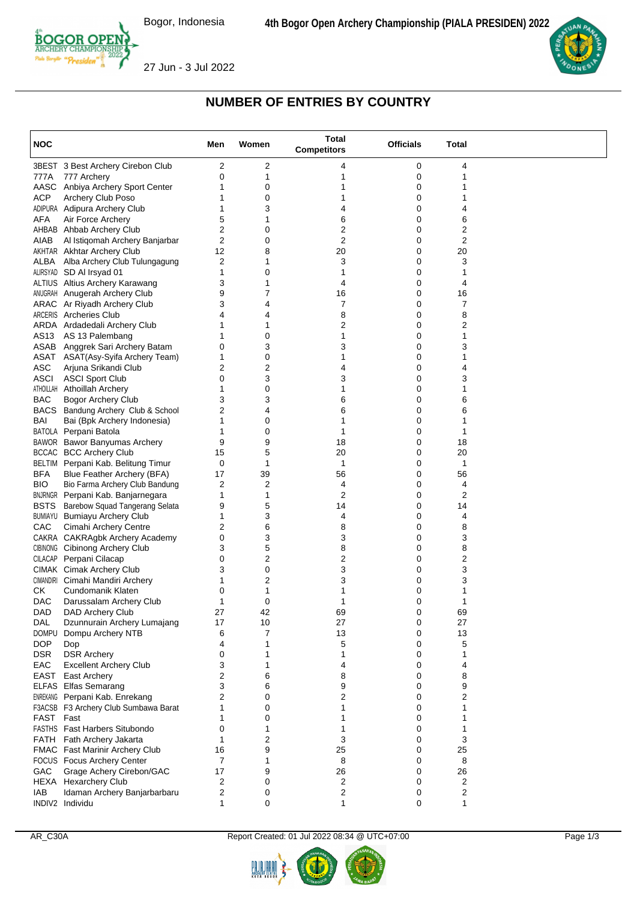Bogor, Indonesia

**4th Bogor Open Archery Championship (PIALA PRESIDEN) 2022**

27 Jun - 3 Jul 2022

## NUMBER OF ENTRIES BY COUNTRY

| NOC | | Men | Women | Total Competitors | Officials | Total |
|---|---|---|---|---|---|---|
| 3BEST | 3 Best Archery Cirebon Club | 2 | 2 | 4 | 0 | 4 |
| 777A | 777 Archery | 0 | 1 | 1 | 0 | 1 |
| AASC | Anbiya Archery Sport Center | 1 | 0 | 1 | 0 | 1 |
| ACP | Archery Club Poso | 1 | 0 | 1 | 0 | 1 |
| ADIPURA | Adipura Archery Club | 1 | 3 | 4 | 0 | 4 |
| AFA | Air Force Archery | 5 | 1 | 6 | 0 | 6 |
| AHBAB | Ahbab Archery Club | 2 | 0 | 2 | 0 | 2 |
| AIAB | Al Istiqomah Archery Banjarbar | 2 | 0 | 2 | 0 | 2 |
| AKHTAR | Akhtar Archery Club | 12 | 8 | 20 | 0 | 20 |
| ALBA | Alba Archery Club Tulungagung | 2 | 1 | 3 | 0 | 3 |
| ALIRSYAD | SD Al Irsyad 01 | 1 | 0 | 1 | 0 | 1 |
| ALTIUS | Altius Archery Karawang | 3 | 1 | 4 | 0 | 4 |
| ANUGRAH | Anugerah Archery Club | 9 | 7 | 16 | 0 | 16 |
| ARAC | Ar Riyadh Archery Club | 3 | 4 | 7 | 0 | 7 |
| ARCERIS | Archeries Club | 4 | 4 | 8 | 0 | 8 |
| ARDA | Ardadedali Archery Club | 1 | 1 | 2 | 0 | 2 |
| AS13 | AS 13 Palembang | 1 | 0 | 1 | 0 | 1 |
| ASAB | Anggrek Sari Archery Batam | 0 | 3 | 3 | 0 | 3 |
| ASAT | ASAT(Asy-Syifa Archery Team) | 1 | 0 | 1 | 0 | 1 |
| ASC | Arjuna Srikandi Club | 2 | 2 | 4 | 0 | 4 |
| ASCI | ASCI Sport Club | 0 | 3 | 3 | 0 | 3 |
| ATHOILLAH | Athoillah Archery | 1 | 0 | 1 | 0 | 1 |
| BAC | Bogor Archery Club | 3 | 3 | 6 | 0 | 6 |
| BACS | Bandung Archery Club & School | 2 | 4 | 6 | 0 | 6 |
| BAI | Bai (Bpk Archery Indonesia) | 1 | 0 | 1 | 0 | 1 |
| BATOLA | Perpani Batola | 1 | 0 | 1 | 0 | 1 |
| BAWOR | Bawor Banyumas Archery | 9 | 9 | 18 | 0 | 18 |
| BCCAC | BCC Archery Club | 15 | 5 | 20 | 0 | 20 |
| BELTIM | Perpani Kab. Belitung Timur | 0 | 1 | 1 | 0 | 1 |
| BFA | Blue Feather Archery (BFA) | 17 | 39 | 56 | 0 | 56 |
| BIO | Bio Farma Archery Club Bandung | 2 | 2 | 4 | 0 | 4 |
| BNJRNGR | Perpani Kab. Banjarnegara | 1 | 1 | 2 | 0 | 2 |
| BSTS | Barebow Squad Tangerang Selata | 9 | 5 | 14 | 0 | 14 |
| BUMIAYU | Bumiayu Archery Club | 1 | 3 | 4 | 0 | 4 |
| CAC | Cimahi Archery Centre | 2 | 6 | 8 | 0 | 8 |
| CAKRA | CAKRAgbk Archery Academy | 0 | 3 | 3 | 0 | 3 |
| CIBINONG | Cibinong Archery Club | 3 | 5 | 8 | 0 | 8 |
| CILACAP | Perpani Cilacap | 0 | 2 | 2 | 0 | 2 |
| CIMAK | Cimak Archery Club | 3 | 0 | 3 | 0 | 3 |
| CIMANDIRI | Cimahi Mandiri Archery | 1 | 2 | 3 | 0 | 3 |
| CK | Cundomanik Klaten | 0 | 1 | 1 | 0 | 1 |
| DAC | Darussalam Archery Club | 1 | 0 | 1 | 0 | 1 |
| DAD | DAD Archery Club | 27 | 42 | 69 | 0 | 69 |
| DAL | Dzunnurain Archery Lumajang | 17 | 10 | 27 | 0 | 27 |
| DOMPU | Dompu Archery NTB | 6 | 7 | 13 | 0 | 13 |
| DOP | Dop | 4 | 1 | 5 | 0 | 5 |
| DSR | DSR Archery | 0 | 1 | 1 | 0 | 1 |
| EAC | Excellent Archery Club | 3 | 1 | 4 | 0 | 4 |
| EAST | East Archery | 2 | 6 | 8 | 0 | 8 |
| ELFAS | Elfas Semarang | 3 | 6 | 9 | 0 | 9 |
| ENREKANG | Perpani Kab. Enrekang | 2 | 0 | 2 | 0 | 2 |
| F3ACSB | F3 Archery Club Sumbawa Barat | 1 | 0 | 1 | 0 | 1 |
| FAST | Fast | 1 | 0 | 1 | 0 | 1 |
| FASTHS | Fast Harbers Situbondo | 0 | 1 | 1 | 0 | 1 |
| FATH | Fath Archery Jakarta | 1 | 2 | 3 | 0 | 3 |
| FMAC | Fast Marinir Archery Club | 16 | 9 | 25 | 0 | 25 |
| FOCUS | Focus Archery Center | 7 | 1 | 8 | 0 | 8 |
| GAC | Grage Achery Cirebon/GAC | 17 | 9 | 26 | 0 | 26 |
| HEXA | Hexarchery Club | 2 | 0 | 2 | 0 | 2 |
| IAB | Idaman Archery Banjarbarbaru | 2 | 0 | 2 | 0 | 2 |
| INDIV2 | Individu | 1 | 0 | 1 | 0 | 1 |

AR_C30A Report Created: 01 Jul 2022 08:34 @ UTC+07:00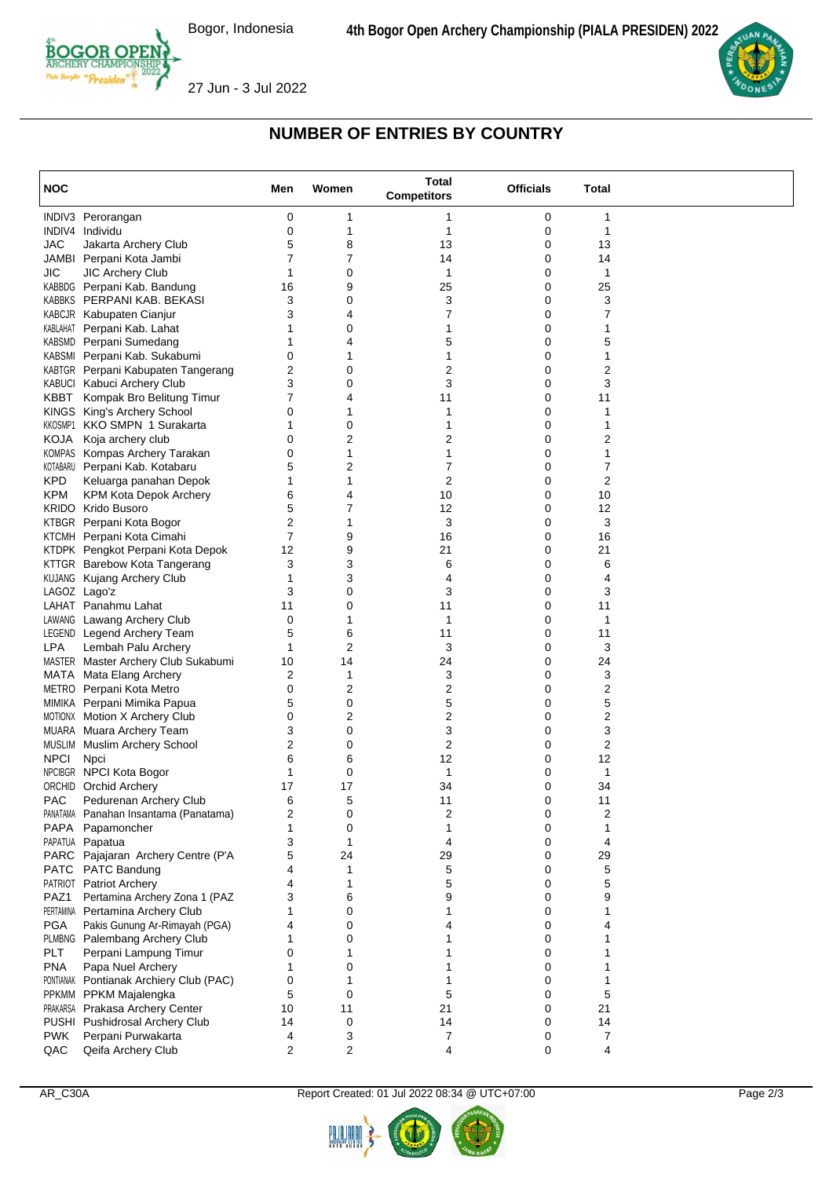## NUMBER OF ENTRIES BY COUNTRY

| NOC | | Men | Women | Total Competitors | Officials | Total |
|---|---|---|---|---|---|---|
| INDIV3 | Perorangan | 0 | 1 | 1 | 0 | 1 |
| INDIV4 | Individu | 0 | 1 | 1 | 0 | 1 |
| JAC | Jakarta Archery Club | 5 | 8 | 13 | 0 | 13 |
| JAMBI | Perpani Kota Jambi | 7 | 7 | 14 | 0 | 14 |
| JIC | JIC Archery Club | 1 | 0 | 1 | 0 | 1 |
| KABBDG | Perpani Kab. Bandung | 16 | 9 | 25 | 0 | 25 |
| KABBKS | PERPANI KAB. BEKASI | 3 | 0 | 3 | 0 | 3 |
| KABCJR | Kabupaten Cianjur | 3 | 4 | 7 | 0 | 7 |
| KABLAHAT | Perpani Kab. Lahat | 1 | 0 | 1 | 0 | 1 |
| KABSMD | Perpani Sumedang | 1 | 4 | 5 | 0 | 5 |
| KABSMI | Perpani Kab. Sukabumi | 0 | 1 | 1 | 0 | 1 |
| KABTGR | Perpani Kabupaten Tangerang | 2 | 0 | 2 | 0 | 2 |
| KABUCI | Kabuci Archery Club | 3 | 0 | 3 | 0 | 3 |
| KBBT | Kompak Bro Belitung Timur | 7 | 4 | 11 | 0 | 11 |
| KINGS | King's Archery School | 0 | 1 | 1 | 0 | 1 |
| KKOSMP1 | KKO SMPN 1 Surakarta | 1 | 0 | 1 | 0 | 1 |
| KOJA | Koja archery club | 0 | 2 | 2 | 0 | 2 |
| KOMPAS | Kompas Archery Tarakan | 0 | 1 | 1 | 0 | 1 |
| KOTABARU | Perpani Kab. Kotabaru | 5 | 2 | 7 | 0 | 7 |
| KPD | Keluarga panahan Depok | 1 | 1 | 2 | 0 | 2 |
| KPM | KPM Kota Depok Archery | 6 | 4 | 10 | 0 | 10 |
| KRIDO | Krido Busoro | 5 | 7 | 12 | 0 | 12 |
| KTBGR | Perpani Kota Bogor | 2 | 1 | 3 | 0 | 3 |
| KTCMH | Perpani Kota Cimahi | 7 | 9 | 16 | 0 | 16 |
| KTDPK | Pengkot Perpani Kota Depok | 12 | 9 | 21 | 0 | 21 |
| KTTGR | Barebow Kota Tangerang | 3 | 3 | 6 | 0 | 6 |
| KUJANG | Kujang Archery Club | 1 | 3 | 4 | 0 | 4 |
| LAGOZ | Lago'z | 3 | 0 | 3 | 0 | 3 |
| LAHAT | Panahmu Lahat | 11 | 0 | 11 | 0 | 11 |
| LAWANG | Lawang Archery Club | 0 | 1 | 1 | 0 | 1 |
| LEGEND | Legend Archery Team | 5 | 6 | 11 | 0 | 11 |
| LPA | Lembah Palu Archery | 1 | 2 | 3 | 0 | 3 |
| MASTER | Master Archery Club Sukabumi | 10 | 14 | 24 | 0 | 24 |
| MATA | Mata Elang Archery | 2 | 1 | 3 | 0 | 3 |
| METRO | Perpani Kota Metro | 0 | 2 | 2 | 0 | 2 |
| MIMIKA | Perpani Mimika Papua | 5 | 0 | 5 | 0 | 5 |
| MOTIONX | Motion X Archery Club | 0 | 2 | 2 | 0 | 2 |
| MUARA | Muara Archery Team | 3 | 0 | 3 | 0 | 3 |
| MUSLIM | Muslim Archery School | 2 | 0 | 2 | 0 | 2 |
| NPCI | Npci | 6 | 6 | 12 | 0 | 12 |
| NPCIBGR | NPCI Kota Bogor | 1 | 0 | 1 | 0 | 1 |
| ORCHID | Orchid Archery | 17 | 17 | 34 | 0 | 34 |
| PAC | Pedurenan Archery Club | 6 | 5 | 11 | 0 | 11 |
| PANATAMA | Panahan Insantama (Panatama) | 2 | 0 | 2 | 0 | 2 |
| PAPA | Papamoncher | 1 | 0 | 1 | 0 | 1 |
| PAPATUA | Papatua | 3 | 1 | 4 | 0 | 4 |
| PARC | Pajajaran Archery Centre (P'A | 5 | 24 | 29 | 0 | 29 |
| PATC | PATC Bandung | 4 | 1 | 5 | 0 | 5 |
| PATRIOT | Patriot Archery | 4 | 1 | 5 | 0 | 5 |
| PAZ1 | Pertamina Archery Zona 1 (PAZ | 3 | 6 | 9 | 0 | 9 |
| PERTAMINA | Pertamina Archery Club | 1 | 0 | 1 | 0 | 1 |
| PGA | Pakis Gunung Ar-Rimayah (PGA) | 4 | 0 | 4 | 0 | 4 |
| PLMBNG | Palembang Archery Club | 1 | 0 | 1 | 0 | 1 |
| PLT | Perpani Lampung Timur | 0 | 1 | 1 | 0 | 1 |
| PNA | Papa Nuel Archery | 1 | 0 | 1 | 0 | 1 |
| PONTIANAK | Pontianak Archiery Club (PAC) | 0 | 1 | 1 | 0 | 1 |
| PPKMM | PPKM Majalengka | 5 | 0 | 5 | 0 | 5 |
| PRAKARSA | Prakasa Archery Center | 10 | 11 | 21 | 0 | 21 |
| PUSHI | Pushidrosal Archery Club | 14 | 0 | 14 | 0 | 14 |
| PWK | Perpani Purwakarta | 4 | 3 | 7 | 0 | 7 |
| QAC | Qeifa Archery Club | 2 | 2 | 4 | 0 | 4 |

AR_C30A Report Created: 01 Jul 2022 08:34 @ UTC+07:00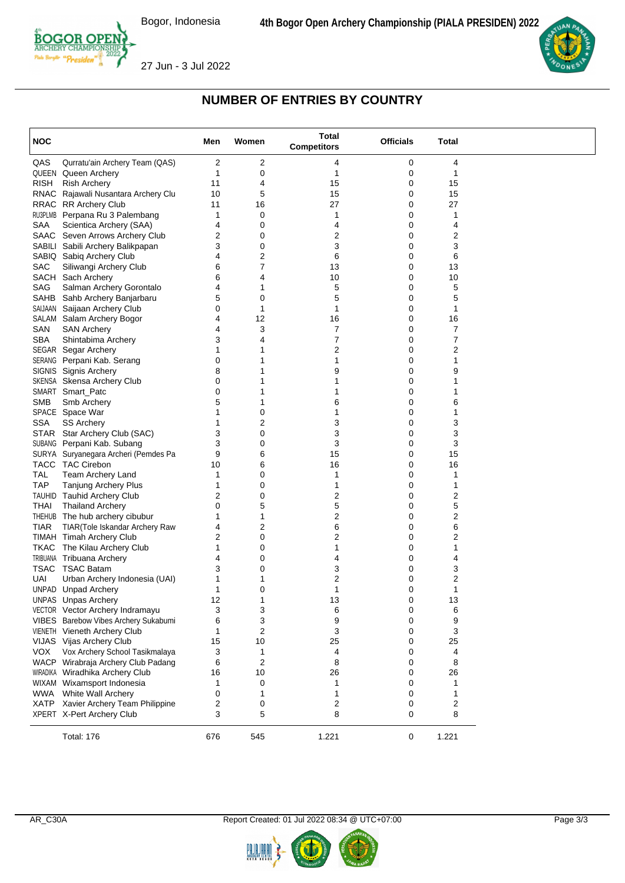## NUMBER OF ENTRIES BY COUNTRY

| NOC | | Men | Women | Total Competitors | Officials | Total |
|---|---|---|---|---|---|---|
| QAS | Qurratu'ain Archery Team (QAS) | 2 | 2 | 4 | 0 | 4 |
| QUEEN | Queen Archery | 1 | 0 | 1 | 0 | 1 |
| RISH | Rish Archery | 11 | 4 | 15 | 0 | 15 |
| RNAC | Rajawali Nusantara Archery Clu | 10 | 5 | 15 | 0 | 15 |
| RRAC | RR Archery Club | 11 | 16 | 27 | 0 | 27 |
| RU3PLMB | Perpana Ru 3 Palembang | 1 | 0 | 1 | 0 | 1 |
| SAA | Scientica Archery (SAA) | 4 | 0 | 4 | 0 | 4 |
| SAAC | Seven Arrows Archery Club | 2 | 0 | 2 | 0 | 2 |
| SABILI | Sabili Archery Balikpapan | 3 | 0 | 3 | 0 | 3 |
| SABIQ | Sabiq Archery Club | 4 | 2 | 6 | 0 | 6 |
| SAC | Siliwangi Archery Club | 6 | 7 | 13 | 0 | 13 |
| SACH | Sach Archery | 6 | 4 | 10 | 0 | 10 |
| SAG | Salman Archery Gorontalo | 4 | 1 | 5 | 0 | 5 |
| SAHB | Sahb Archery Banjarbaru | 5 | 0 | 5 | 0 | 5 |
| SAIJAAN | Saijaan Archery Club | 0 | 1 | 1 | 0 | 1 |
| SALAM | Salam Archery Bogor | 4 | 12 | 16 | 0 | 16 |
| SAN | SAN Archery | 4 | 3 | 7 | 0 | 7 |
| SBA | Shintabima Archery | 3 | 4 | 7 | 0 | 7 |
| SEGAR | Segar Archery | 1 | 1 | 2 | 0 | 2 |
| SERANG | Perpani Kab. Serang | 0 | 1 | 1 | 0 | 1 |
| SIGNIS | Signis Archery | 8 | 1 | 9 | 0 | 9 |
| SKENSA | Skensa Archery Club | 0 | 1 | 1 | 0 | 1 |
| SMART | Smart_Patc | 0 | 1 | 1 | 0 | 1 |
| SMB | Smb Archery | 5 | 1 | 6 | 0 | 6 |
| SPACE | Space War | 1 | 0 | 1 | 0 | 1 |
| SSA | SS Archery | 1 | 2 | 3 | 0 | 3 |
| STAR | Star Archery Club (SAC) | 3 | 0 | 3 | 0 | 3 |
| SUBANG | Perpani Kab. Subang | 3 | 0 | 3 | 0 | 3 |
| SURYA | Suryanegara Archeri (Pemdes Pa | 9 | 6 | 15 | 0 | 15 |
| TACC | TAC Cirebon | 10 | 6 | 16 | 0 | 16 |
| TAL | Team Archery Land | 1 | 0 | 1 | 0 | 1 |
| TAP | Tanjung Archery Plus | 1 | 0 | 1 | 0 | 1 |
| TAUHID | Tauhid Archery Club | 2 | 0 | 2 | 0 | 2 |
| THAI | Thailand Archery | 0 | 5 | 5 | 0 | 5 |
| THEHUB | The hub archery cibubur | 1 | 1 | 2 | 0 | 2 |
| TIAR | TIAR(Tole Iskandar Archery Raw | 4 | 2 | 6 | 0 | 6 |
| TIMAH | Timah Archery Club | 2 | 0 | 2 | 0 | 2 |
| TKAC | The Kilau Archery Club | 1 | 0 | 1 | 0 | 1 |
| TRIBUANA | Tribuana Archery | 4 | 0 | 4 | 0 | 4 |
| TSAC | TSAC Batam | 3 | 0 | 3 | 0 | 3 |
| UAI | Urban Archery Indonesia (UAI) | 1 | 1 | 2 | 0 | 2 |
| UNPAD | Unpad Archery | 1 | 0 | 1 | 0 | 1 |
| UNPAS | Unpas Archery | 12 | 1 | 13 | 0 | 13 |
| VECTOR | Vector Archery Indramayu | 3 | 3 | 6 | 0 | 6 |
| VIBES | Barebow Vibes Archery Sukabumi | 6 | 3 | 9 | 0 | 9 |
| VIENETH | Vieneth Archery Club | 1 | 2 | 3 | 0 | 3 |
| VIJAS | Vijas Archery Club | 15 | 10 | 25 | 0 | 25 |
| VOX | Vox Archery School Tasikmalaya | 3 | 1 | 4 | 0 | 4 |
| WACP | Wirabraja Archery Club Padang | 6 | 2 | 8 | 0 | 8 |
| WIRADIKA | Wiradhika Archery Club | 16 | 10 | 26 | 0 | 26 |
| WIXAM | Wixamsport Indonesia | 1 | 0 | 1 | 0 | 1 |
| WWA | White Wall Archery | 0 | 1 | 1 | 0 | 1 |
| XATP | Xavier Archery Team Philippine | 2 | 0 | 2 | 0 | 2 |
| XPERT | X-Pert Archery Club | 3 | 5 | 8 | 0 | 8 |
| | Total: 176 | 676 | 545 | 1.221 | 0 | 1.221 |

AR_C30A

Report Created: 01 Jul 2022 08:34 @ UTC+07:00